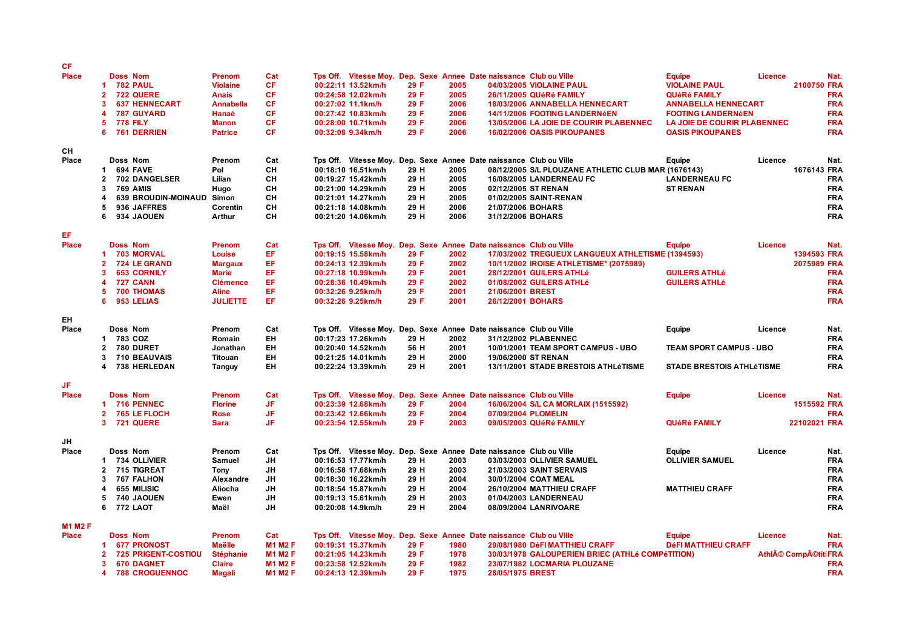## CF

| Place | Doss | Nom | Prenom | Cat | Tps Off. | Vitesse Moy. | Dep. | Sexe | Annee | Date naissance | Club ou Ville | Equipe | Licence | Nat. |
|---|---|---|---|---|---|---|---|---|---|---|---|---|---|---|
| 1 | 782 | PAUL | Violaine | CF | 00:22:11 | 13.52km/h | 29 | F | 2005 | 04/03/2005 | VIOLAINE PAUL | VIOLAINE PAUL | 2100750 | FRA |
| 2 | 722 | QUERE | Anais | CF | 00:24:58 | 12.02km/h | 29 | F | 2005 | 26/11/2005 | QUéRé FAMILY | QUéRé FAMILY | | FRA |
| 3 | 637 | HENNECART | Annabella | CF | 00:27:02 | 11.1km/h | 29 | F | 2006 | 18/03/2006 | ANNABELLA HENNECART | ANNABELLA HENNECART | | FRA |
| 4 | 787 | GUYARD | Hanaé | CF | 00:27:42 | 10.83km/h | 29 | F | 2006 | 14/11/2006 | FOOTING LANDERNéEN | FOOTING LANDERNéEN | | FRA |
| 5 | 778 | FILY | Manon | CF | 00:28:00 | 10.71km/h | 29 | F | 2006 | 13/05/2006 | LA JOIE DE COURIR PLABENNEC | LA JOIE DE COURIR PLABENNEC | | FRA |
| 6 | 761 | DERRIEN | Patrice | CF | 00:32:08 | 9.34km/h | 29 | F | 2006 | 16/02/2006 | OASIS PIKOUPANES | OASIS PIKOUPANES | | FRA |

## CH

| Place | Doss | Nom | Prenom | Cat | Tps Off. | Vitesse Moy. | Dep. | Sexe | Annee | Date naissance | Club ou Ville | Equipe | Licence | Nat. |
|---|---|---|---|---|---|---|---|---|---|---|---|---|---|---|
| 1 | 694 | FAVE | Pol | CH | 00:18:10 | 16.51km/h | 29 | H | 2005 | 08/12/2005 | S/L PLOUZANE ATHLETIC CLUB MAR (1676143) | | 1676143 | FRA |
| 2 | 702 | DANGELSER | Lilian | CH | 00:19:27 | 15.42km/h | 29 | H | 2005 | 16/08/2005 | LANDERNEAU FC | LANDERNEAU FC | | FRA |
| 3 | 769 | AMIS | Hugo | CH | 00:21:00 | 14.29km/h | 29 | H | 2005 | 02/12/2005 | ST RENAN | ST RENAN | | FRA |
| 4 | 639 | BROUDIN-MOINAUD | Simon | CH | 00:21:01 | 14.27km/h | 29 | H | 2005 | 01/02/2005 | SAINT-RENAN | | | FRA |
| 5 | 936 | JAFFRES | Corentin | CH | 00:21:18 | 14.08km/h | 29 | H | 2006 | 21/07/2006 | BOHARS | | | FRA |
| 6 | 934 | JAOUEN | Arthur | CH | 00:21:20 | 14.06km/h | 29 | H | 2006 | 31/12/2006 | BOHARS | | | FRA |

## EF

| Place | Doss | Nom | Prenom | Cat | Tps Off. | Vitesse Moy. | Dep. | Sexe | Annee | Date naissance | Club ou Ville | Equipe | Licence | Nat. |
|---|---|---|---|---|---|---|---|---|---|---|---|---|---|---|
| 1 | 703 | MORVAL | Louise | EF | 00:19:15 | 15.58km/h | 29 | F | 2002 | 17/03/2002 | TREGUEUX LANGUEUX ATHLETISME (1394593) | | 1394593 | FRA |
| 2 | 724 | LE GRAND | Margaux | EF | 00:24:13 | 12.39km/h | 29 | F | 2002 | 10/11/2002 | IROISE ATHLETISME* (2075989) | | 2075989 | FRA |
| 3 | 653 | CORNILY | Marie | EF | 00:27:18 | 10.99km/h | 29 | F | 2001 | 28/12/2001 | GUILERS ATHLé | GUILERS ATHLé | | FRA |
| 4 | 727 | CANN | Clémence | EF | 00:28:36 | 10.49km/h | 29 | F | 2002 | 01/08/2002 | GUILERS ATHLé | GUILERS ATHLé | | FRA |
| 5 | 700 | THOMAS | Aline | EF | 00:32:26 | 9.25km/h | 29 | F | 2001 | 21/06/2001 | BREST | | | FRA |
| 6 | 953 | LELIAS | JULIETTE | EF | 00:32:26 | 9.25km/h | 29 | F | 2001 | 26/12/2001 | BOHARS | | | FRA |

## EH

| Place | Doss | Nom | Prenom | Cat | Tps Off. | Vitesse Moy. | Dep. | Sexe | Annee | Date naissance | Club ou Ville | Equipe | Licence | Nat. |
|---|---|---|---|---|---|---|---|---|---|---|---|---|---|---|
| 1 | 783 | COZ | Romain | EH | 00:17:23 | 17.26km/h | 29 | H | 2002 | 31/12/2002 | PLABENNEC | | | FRA |
| 2 | 780 | DURET | Jonathan | EH | 00:20:40 | 14.52km/h | 56 | H | 2001 | 10/01/2001 | TEAM SPORT CAMPUS - UBO | TEAM SPORT CAMPUS - UBO | | FRA |
| 3 | 710 | BEAUVAIS | Titouan | EH | 00:21:25 | 14.01km/h | 29 | H | 2000 | 19/06/2000 | ST RENAN | | | FRA |
| 4 | 738 | HERLEDAN | Tanguy | EH | 00:22:24 | 13.39km/h | 29 | H | 2001 | 13/11/2001 | STADE BRESTOIS ATHLéTISME | STADE BRESTOIS ATHLéTISME | | FRA |

## JF

| Place | Doss | Nom | Prenom | Cat | Tps Off. | Vitesse Moy. | Dep. | Sexe | Annee | Date naissance | Club ou Ville | Equipe | Licence | Nat. |
|---|---|---|---|---|---|---|---|---|---|---|---|---|---|---|
| 1 | 716 | PENNEC | Florine | JF | 00:23:39 | 12.68km/h | 29 | F | 2004 | 16/06/2004 | S/L CA MORLAIX (1515592) | | 1515592 | FRA |
| 2 | 765 | LE FLOCH | Rose | JF | 00:23:42 | 12.66km/h | 29 | F | 2004 | 07/09/2004 | PLOMELIN | | | FRA |
| 3 | 721 | QUERE | Sara | JF | 00:23:54 | 12.55km/h | 29 | F | 2003 | 09/05/2003 | QUéRé FAMILY | QUéRé FAMILY | 22102021 | FRA |

## JH

| Place | Doss | Nom | Prenom | Cat | Tps Off. | Vitesse Moy. | Dep. | Sexe | Annee | Date naissance | Club ou Ville | Equipe | Licence | Nat. |
|---|---|---|---|---|---|---|---|---|---|---|---|---|---|---|
| 1 | 734 | OLLIVIER | Samuel | JH | 00:16:53 | 17.77km/h | 29 | H | 2003 | 03/03/2003 | OLLIVIER SAMUEL | OLLIVIER SAMUEL | | FRA |
| 2 | 715 | TIGREAT | Tony | JH | 00:16:58 | 17.68km/h | 29 | H | 2003 | 21/03/2003 | SAINT SERVAIS | | | FRA |
| 3 | 767 | FALHON | Alexandre | JH | 00:18:30 | 16.22km/h | 29 | H | 2004 | 30/01/2004 | COAT MEAL | | | FRA |
| 4 | 655 | MILISIC | Aliocha | JH | 00:18:54 | 15.87km/h | 29 | H | 2004 | 26/10/2004 | MATTHIEU CRAFF | MATTHIEU CRAFF | | FRA |
| 5 | 740 | JAOUEN | Ewen | JH | 00:19:13 | 15.61km/h | 29 | H | 2003 | 01/04/2003 | LANDERNEAU | | | FRA |
| 6 | 772 | LAOT | Maël | JH | 00:20:08 | 14.9km/h | 29 | H | 2004 | 08/09/2004 | LANRIVOARE | | | FRA |

## M1 M2 F

| Place | Doss | Nom | Prenom | Cat | Tps Off. | Vitesse Moy. | Dep. | Sexe | Annee | Date naissance | Club ou Ville | Equipe | Licence | Nat. |
|---|---|---|---|---|---|---|---|---|---|---|---|---|---|---|
| 1 | 677 | PRONOST | Maëlle | M1 M2 F | 00:19:31 | 15.37km/h | 29 | F | 1980 | 29/08/1980 | DéFI MATTHIEU CRAFF | DéFI MATTHIEU CRAFF | | FRA |
| 2 | 725 | PRIGENT-COSTIOU | Stéphanie | M1 M2 F | 00:21:05 | 14.23km/h | 29 | F | 1978 | 30/03/1978 | GALOUPERIEN BRIEC (ATHLé COMPéTITION) | | AthlÃ© CompÃ©titi | FRA |
| 3 | 670 | DAGNET | Claire | M1 M2 F | 00:23:58 | 12.52km/h | 29 | F | 1982 | 23/07/1982 | LOCMARIA PLOUZANE | | | FRA |
| 4 | 788 | CROGUENNOC | Magali | M1 M2 F | 00:24:13 | 12.39km/h | 29 | F | 1975 | 28/05/1975 | BREST | | | FRA |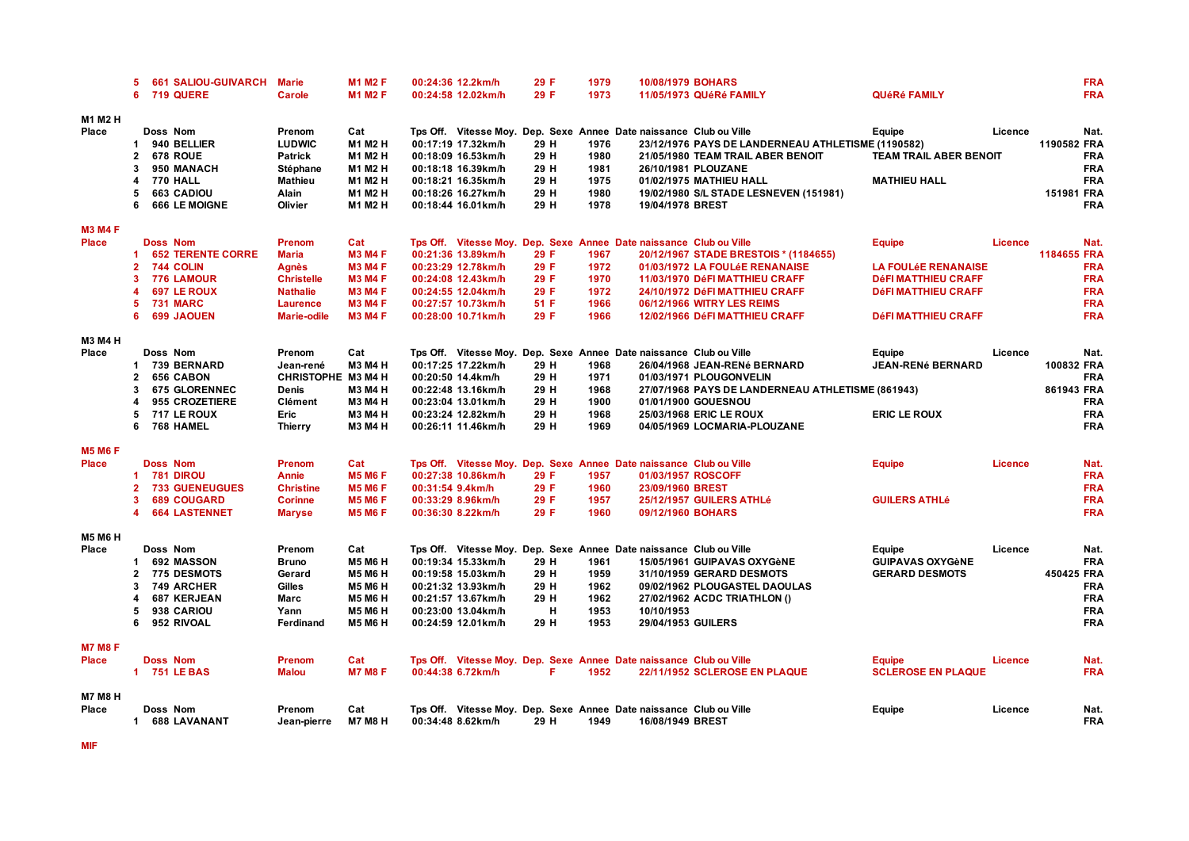| Place | Doss | Nom | Prenom | Cat | Tps Off. | Vitesse Moy. | Dep. | Sexe | Annee | Date naissance | Club ou Ville | Equipe | Licence | Nat. |
|---|---|---|---|---|---|---|---|---|---|---|---|---|---|---|
| 5 | 661 | SALIOU-GUIVARCH | Marie | M1 M2 F | 00:24:36 | 12.2km/h | 29 | F | 1979 | 10/08/1979 | BOHARS | | | FRA |
| 6 | 719 | QUERE | Carole | M1 M2 F | 00:24:58 | 12.02km/h | 29 | F | 1973 | 11/05/1973 | QUéRé FAMILY | QUéRé FAMILY | | FRA |

**M1 M2 H**

| Place | Doss | Nom | Prenom | Cat | Tps Off. | Vitesse Moy. | Dep. | Sexe | Annee | Date naissance | Club ou Ville | Equipe | Licence | Nat. |
|---|---|---|---|---|---|---|---|---|---|---|---|---|---|---|
| 1 | 940 | BELLIER | LUDWIC | M1 M2 H | 00:17:19 | 17.32km/h | 29 | H | 1976 | 23/12/1976 | PAYS DE LANDERNEAU ATHLETISME (1190582) | | 1190582 | FRA |
| 2 | 678 | ROUE | Patrick | M1 M2 H | 00:18:09 | 16.53km/h | 29 | H | 1980 | 21/05/1980 | TEAM TRAIL ABER BENOIT | TEAM TRAIL ABER BENOIT | | FRA |
| 3 | 950 | MANACH | Stéphane | M1 M2 H | 00:18:18 | 16.39km/h | 29 | H | 1981 | 26/10/1981 | PLOUZANE | | | FRA |
| 4 | 770 | HALL | Mathieu | M1 M2 H | 00:18:21 | 16.35km/h | 29 | H | 1975 | 01/02/1975 | MATHIEU HALL | MATHIEU HALL | | FRA |
| 5 | 663 | CADIOU | Alain | M1 M2 H | 00:18:26 | 16.27km/h | 29 | H | 1980 | 19/02/1980 | S/L STADE LESNEVEN (151981) | | 151981 | FRA |
| 6 | 666 | LE MOIGNE | Olivier | M1 M2 H | 00:18:44 | 16.01km/h | 29 | H | 1978 | 19/04/1978 | BREST | | | FRA |

**M3 M4 F**

| Place | Doss | Nom | Prenom | Cat | Tps Off. | Vitesse Moy. | Dep. | Sexe | Annee | Date naissance | Club ou Ville | Equipe | Licence | Nat. |
|---|---|---|---|---|---|---|---|---|---|---|---|---|---|---|
| 1 | 652 | TERENTE CORRE | Maria | M3 M4 F | 00:21:36 | 13.89km/h | 29 | F | 1967 | 20/12/1967 | STADE BRESTOIS * (1184655) | | 1184655 | FRA |
| 2 | 744 | COLIN | Agnès | M3 M4 F | 00:23:29 | 12.78km/h | 29 | F | 1972 | 01/03/1972 | LA FOULéE RENANAISE | LA FOULéE RENANAISE | | FRA |
| 3 | 776 | LAMOUR | Christelle | M3 M4 F | 00:24:08 | 12.43km/h | 29 | F | 1970 | 11/03/1970 | DéFI MATTHIEU CRAFF | DéFI MATTHIEU CRAFF | | FRA |
| 4 | 697 | LE ROUX | Nathalie | M3 M4 F | 00:24:55 | 12.04km/h | 29 | F | 1972 | 24/10/1972 | DéFI MATTHIEU CRAFF | DéFI MATTHIEU CRAFF | | FRA |
| 5 | 731 | MARC | Laurence | M3 M4 F | 00:27:57 | 10.73km/h | 51 | F | 1966 | 06/12/1966 | WITRY LES REIMS | | | FRA |
| 6 | 699 | JAOUEN | Marie-odile | M3 M4 F | 00:28:00 | 10.71km/h | 29 | F | 1966 | 12/02/1966 | DéFI MATTHIEU CRAFF | DéFI MATTHIEU CRAFF | | FRA |

**M3 M4 H**

| Place | Doss | Nom | Prenom | Cat | Tps Off. | Vitesse Moy. | Dep. | Sexe | Annee | Date naissance | Club ou Ville | Equipe | Licence | Nat. |
|---|---|---|---|---|---|---|---|---|---|---|---|---|---|---|
| 1 | 739 | BERNARD | Jean-rené | M3 M4 H | 00:17:25 | 17.22km/h | 29 | H | 1968 | 26/04/1968 | JEAN-RENé BERNARD | JEAN-RENé BERNARD | 100832 | FRA |
| 2 | 656 | CABON | CHRISTOPHE | M3 M4 H | 00:20:50 | 14.4km/h | 29 | H | 1971 | 01/03/1971 | PLOUGONVELIN | | | FRA |
| 3 | 675 | GLORENNEC | Denis | M3 M4 H | 00:22:48 | 13.16km/h | 29 | H | 1968 | 27/07/1968 | PAYS DE LANDERNEAU ATHLETISME (861943) | | 861943 | FRA |
| 4 | 955 | CROZETIERE | Clément | M3 M4 H | 00:23:04 | 13.01km/h | 29 | H | 1900 | 01/01/1900 | GOUESNOU | | | FRA |
| 5 | 717 | LE ROUX | Eric | M3 M4 H | 00:23:24 | 12.82km/h | 29 | H | 1968 | 25/03/1968 | ERIC LE ROUX | ERIC LE ROUX | | FRA |
| 6 | 768 | HAMEL | Thierry | M3 M4 H | 00:26:11 | 11.46km/h | 29 | H | 1969 | 04/05/1969 | LOCMARIA-PLOUZANE | | | FRA |

**M5 M6 F**

| Place | Doss | Nom | Prenom | Cat | Tps Off. | Vitesse Moy. | Dep. | Sexe | Annee | Date naissance | Club ou Ville | Equipe | Licence | Nat. |
|---|---|---|---|---|---|---|---|---|---|---|---|---|---|---|
| 1 | 781 | DIROU | Annie | M5 M6 F | 00:27:38 | 10.86km/h | 29 | F | 1957 | 01/03/1957 | ROSCOFF | | | FRA |
| 2 | 733 | GUENEUGUES | Christine | M5 M6 F | 00:31:54 | 9.4km/h | 29 | F | 1960 | 23/09/1960 | BREST | | | FRA |
| 3 | 689 | COUGARD | Corinne | M5 M6 F | 00:33:29 | 8.96km/h | 29 | F | 1957 | 25/12/1957 | GUILERS ATHLé | GUILERS ATHLé | | FRA |
| 4 | 664 | LASTENNET | Maryse | M5 M6 F | 00:36:30 | 8.22km/h | 29 | F | 1960 | 09/12/1960 | BOHARS | | | FRA |

**M5 M6 H**

| Place | Doss | Nom | Prenom | Cat | Tps Off. | Vitesse Moy. | Dep. | Sexe | Annee | Date naissance | Club ou Ville | Equipe | Licence | Nat. |
|---|---|---|---|---|---|---|---|---|---|---|---|---|---|---|
| 1 | 692 | MASSON | Bruno | M5 M6 H | 00:19:34 | 15.33km/h | 29 | H | 1961 | 15/05/1961 | GUIPAVAS OXYGèNE | GUIPAVAS OXYGèNE | | FRA |
| 2 | 775 | DESMOTS | Gerard | M5 M6 H | 00:19:58 | 15.03km/h | 29 | H | 1959 | 31/10/1959 | GERARD DESMOTS | GERARD DESMOTS | 450425 | FRA |
| 3 | 749 | ARCHER | Gilles | M5 M6 H | 00:21:32 | 13.93km/h | 29 | H | 1962 | 09/02/1962 | PLOUGASTEL DAOULAS | | | FRA |
| 4 | 687 | KERJEAN | Marc | M5 M6 H | 00:21:57 | 13.67km/h | 29 | H | 1962 | 27/02/1962 | ACDC TRIATHLON () | | | FRA |
| 5 | 938 | CARIOU | Yann | M5 M6 H | 00:23:00 | 13.04km/h | | H | 1953 | 10/10/1953 | | | | FRA |
| 6 | 952 | RIVOAL | Ferdinand | M5 M6 H | 00:24:59 | 12.01km/h | 29 | H | 1953 | 29/04/1953 | GUILERS | | | FRA |

**M7 M8 F**

| Place | Doss | Nom | Prenom | Cat | Tps Off. | Vitesse Moy. | Dep. | Sexe | Annee | Date naissance | Club ou Ville | Equipe | Licence | Nat. |
|---|---|---|---|---|---|---|---|---|---|---|---|---|---|---|
| 1 | 751 | LE BAS | Malou | M7 M8 F | 00:44:38 | 6.72km/h | | F | 1952 | 22/11/1952 | SCLEROSE EN PLAQUE | SCLEROSE EN PLAQUE | | FRA |

**M7 M8 H**

| Place | Doss | Nom | Prenom | Cat | Tps Off. | Vitesse Moy. | Dep. | Sexe | Annee | Date naissance | Club ou Ville | Equipe | Licence | Nat. |
|---|---|---|---|---|---|---|---|---|---|---|---|---|---|---|
| 1 | 688 | LAVANANT | Jean-pierre | M7 M8 H | 00:34:48 | 8.62km/h | 29 | H | 1949 | 16/08/1949 | BREST | | | FRA |

**MIF**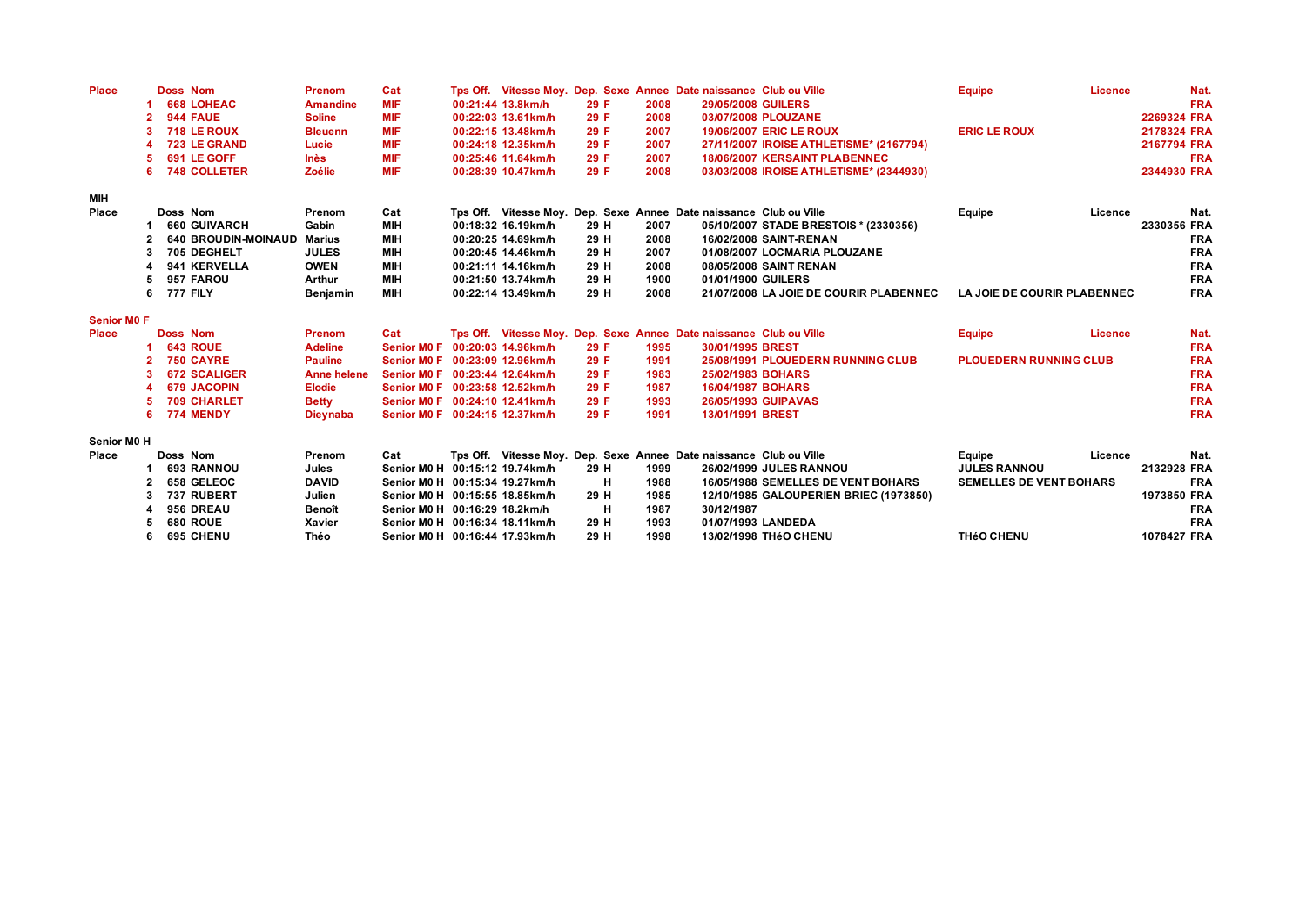| Place | Doss | Nom | Prenom | Cat | Tps Off. | Vitesse Moy. | Dep. | Sexe | Annee | Date naissance | Club ou Ville | Equipe | Licence | Nat. |
|---|---|---|---|---|---|---|---|---|---|---|---|---|---|---|
| 1 | 668 | LOHEAC | Amandine | MIF | 00:21:44 | 13.8km/h | 29 | F | 2008 | 29/05/2008 | GUILERS | | | FRA |
| 2 | 944 | FAUE | Soline | MIF | 00:22:03 | 13.61km/h | 29 | F | 2008 | 03/07/2008 | PLOUZANE | | 2269324 | FRA |
| 3 | 718 | LE ROUX | Bleuenn | MIF | 00:22:15 | 13.48km/h | 29 | F | 2007 | 19/06/2007 | ERIC LE ROUX | ERIC LE ROUX | 2178324 | FRA |
| 4 | 723 | LE GRAND | Lucie | MIF | 00:24:18 | 12.35km/h | 29 | F | 2007 | 27/11/2007 | IROISE ATHLETISME* (2167794) | | 2167794 | FRA |
| 5 | 691 | LE GOFF | Inès | MIF | 00:25:46 | 11.64km/h | 29 | F | 2007 | 18/06/2007 | KERSAINT PLABENNEC | | | FRA |
| 6 | 748 | COLLETER | Zoélie | MIF | 00:28:39 | 10.47km/h | 29 | F | 2008 | 03/03/2008 | IROISE ATHLETISME* (2344930) | | 2344930 | FRA |

**MIH**

| Place | Doss | Nom | Prenom | Cat | Tps Off. | Vitesse Moy. | Dep. | Sexe | Annee | Date naissance | Club ou Ville | Equipe | Licence | Nat. |
|---|---|---|---|---|---|---|---|---|---|---|---|---|---|---|
| 1 | 660 | GUIVARCH | Gabin | MIH | 00:18:32 | 16.19km/h | 29 | H | 2007 | 05/10/2007 | STADE BRESTOIS * (2330356) | | 2330356 | FRA |
| 2 | 640 | BROUDIN-MOINAUD | Marius | MIH | 00:20:25 | 14.69km/h | 29 | H | 2008 | 16/02/2008 | SAINT-RENAN | | | FRA |
| 3 | 705 | DEGHELT | JULES | MIH | 00:20:45 | 14.46km/h | 29 | H | 2007 | 01/08/2007 | LOCMARIA PLOUZANE | | | FRA |
| 4 | 941 | KERVELLA | OWEN | MIH | 00:21:11 | 14.16km/h | 29 | H | 2008 | 08/05/2008 | SAINT RENAN | | | FRA |
| 5 | 957 | FAROU | Arthur | MIH | 00:21:50 | 13.74km/h | 29 | H | 1900 | 01/01/1900 | GUILERS | | | FRA |
| 6 | 777 | FILY | Benjamin | MIH | 00:22:14 | 13.49km/h | 29 | H | 2008 | 21/07/2008 | LA JOIE DE COURIR PLABENNEC | LA JOIE DE COURIR PLABENNEC | | FRA |

**Senior M0 F**

| Place | Doss | Nom | Prenom | Cat | Tps Off. | Vitesse Moy. | Dep. | Sexe | Annee | Date naissance | Club ou Ville | Equipe | Licence | Nat. |
|---|---|---|---|---|---|---|---|---|---|---|---|---|---|---|
| 1 | 643 | ROUE | Adeline | Senior M0 F | 00:20:03 | 14.96km/h | 29 | F | 1995 | 30/01/1995 | BREST | | | FRA |
| 2 | 750 | CAYRE | Pauline | Senior M0 F | 00:23:09 | 12.96km/h | 29 | F | 1991 | 25/08/1991 | PLOUEDERN RUNNING CLUB | PLOUEDERN RUNNING CLUB | | FRA |
| 3 | 672 | SCALIGER | Anne helene | Senior M0 F | 00:23:44 | 12.64km/h | 29 | F | 1983 | 25/02/1983 | BOHARS | | | FRA |
| 4 | 679 | JACOPIN | Elodie | Senior M0 F | 00:23:58 | 12.52km/h | 29 | F | 1987 | 16/04/1987 | BOHARS | | | FRA |
| 5 | 709 | CHARLET | Betty | Senior M0 F | 00:24:10 | 12.41km/h | 29 | F | 1993 | 26/05/1993 | GUIPAVAS | | | FRA |
| 6 | 774 | MENDY | Dieynaba | Senior M0 F | 00:24:15 | 12.37km/h | 29 | F | 1991 | 13/01/1991 | BREST | | | FRA |

**Senior M0 H**

| Place | Doss | Nom | Prenom | Cat | Tps Off. | Vitesse Moy. | Dep. | Sexe | Annee | Date naissance | Club ou Ville | Equipe | Licence | Nat. |
|---|---|---|---|---|---|---|---|---|---|---|---|---|---|---|
| 1 | 693 | RANNOU | Jules | Senior M0 H | 00:15:12 | 19.74km/h | 29 | H | 1999 | 26/02/1999 | JULES RANNOU | JULES RANNOU | 2132928 | FRA |
| 2 | 658 | GELEOC | DAVID | Senior M0 H | 00:15:34 | 19.27km/h | | H | 1988 | 16/05/1988 | SEMELLES DE VENT BOHARS | SEMELLES DE VENT BOHARS | | FRA |
| 3 | 737 | RUBERT | Julien | Senior M0 H | 00:15:55 | 18.85km/h | 29 | H | 1985 | 12/10/1985 | GALOUPERIEN BRIEC (1973850) | | 1973850 | FRA |
| 4 | 956 | DREAU | Benoît | Senior M0 H | 00:16:29 | 18.2km/h | | H | 1987 | 30/12/1987 | | | | FRA |
| 5 | 680 | ROUE | Xavier | Senior M0 H | 00:16:34 | 18.11km/h | 29 | H | 1993 | 01/07/1993 | LANDEDA | | | FRA |
| 6 | 695 | CHENU | Théo | Senior M0 H | 00:16:44 | 17.93km/h | 29 | H | 1998 | 13/02/1998 | THéO CHENU | THéO CHENU | 1078427 | FRA |